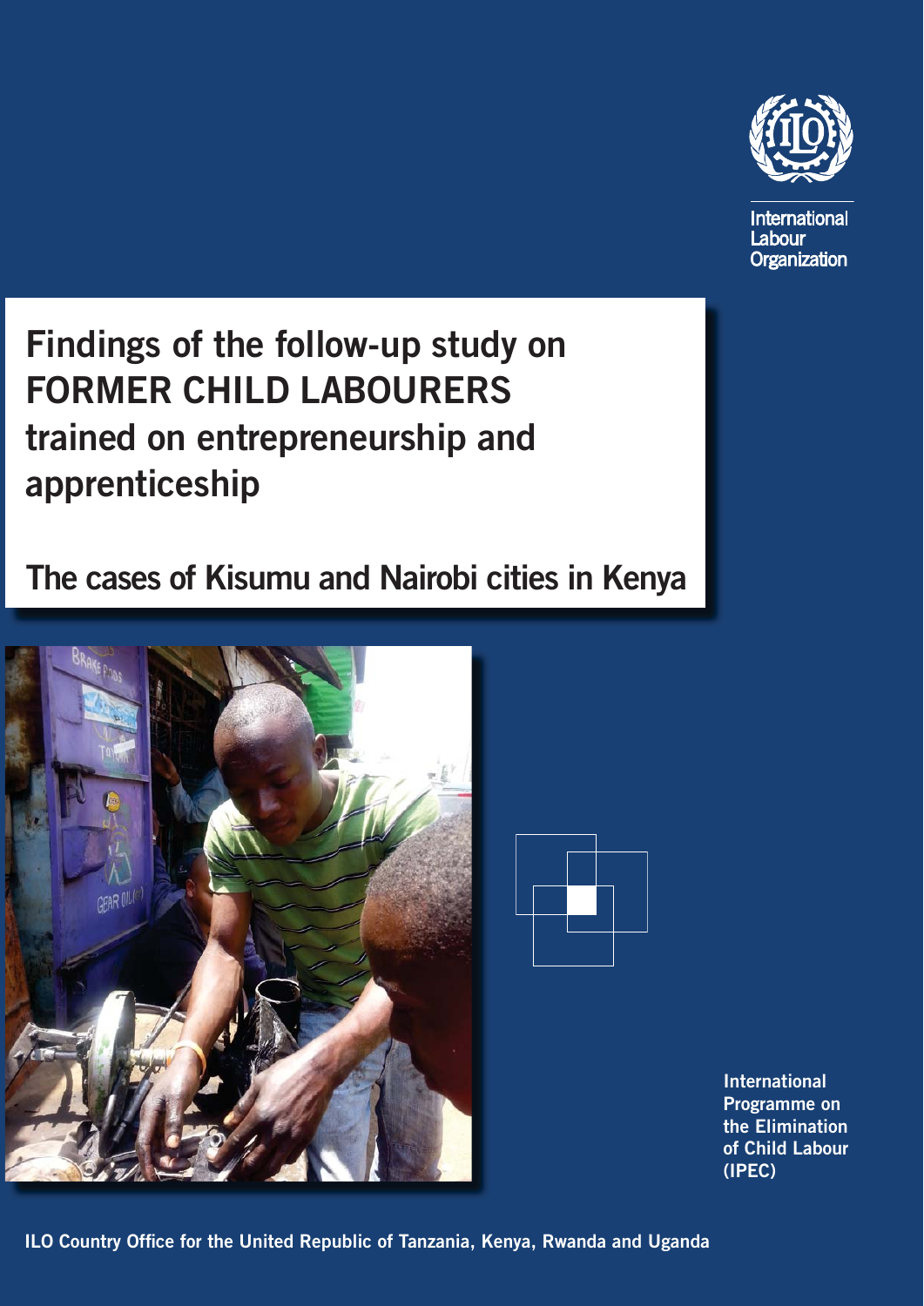International Labour Organization

# Findings of the follow-up study on FORMER CHILD LABOURERS trained on entrepreneurship and apprenticeship

## The cases of Kisumu and Nairobi cities in Kenya

International Programme on the Elimination of Child Labour (IPEC)

ILO Country Office for the United Republic of Tanzania, Kenya, Rwanda and Uganda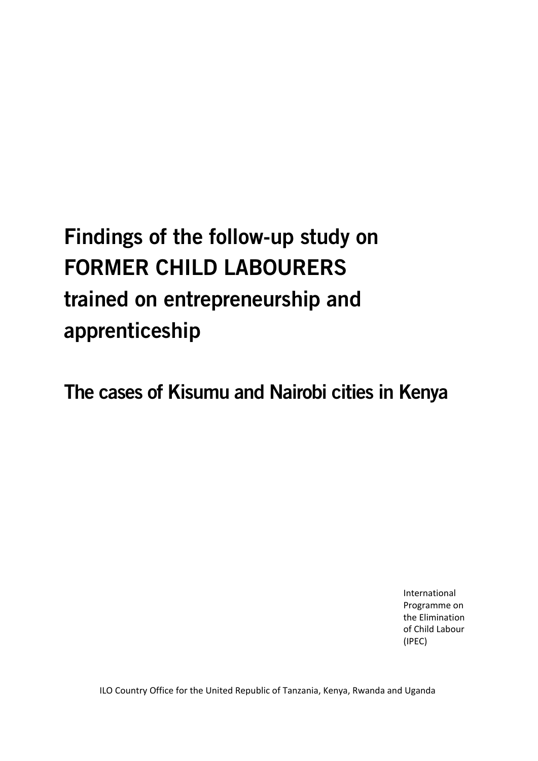# Findings of the follow-up study on FORMER CHILD LABOURERS trained on entrepreneurship and apprenticeship

## The cases of Kisumu and Nairobi cities in Kenya

International Programme on the Elimination of Child Labour (IPEC)

ILO Country Office for the United Republic of Tanzania, Kenya, Rwanda and Uganda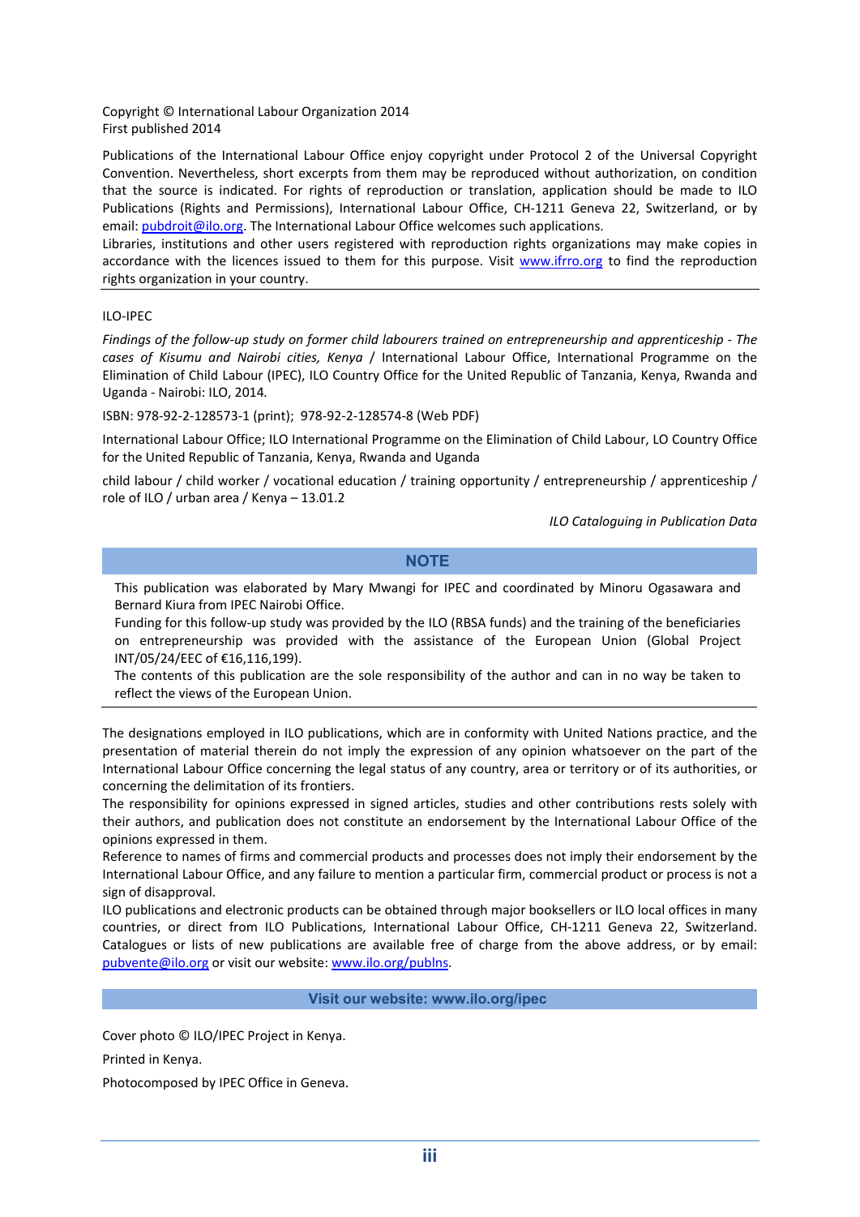Copyright © International Labour Organization 2014
First published 2014

Publications of the International Labour Office enjoy copyright under Protocol 2 of the Universal Copyright Convention. Nevertheless, short excerpts from them may be reproduced without authorization, on condition that the source is indicated. For rights of reproduction or translation, application should be made to ILO Publications (Rights and Permissions), International Labour Office, CH-1211 Geneva 22, Switzerland, or by email: pubdroit@ilo.org. The International Labour Office welcomes such applications.
Libraries, institutions and other users registered with reproduction rights organizations may make copies in accordance with the licences issued to them for this purpose. Visit www.ifrro.org to find the reproduction rights organization in your country.

---

ILO-IPEC

*Findings of the follow-up study on former child labourers trained on entrepreneurship and apprenticeship - The cases of Kisumu and Nairobi cities, Kenya* / International Labour Office, International Programme on the Elimination of Child Labour (IPEC), ILO Country Office for the United Republic of Tanzania, Kenya, Rwanda and Uganda - Nairobi: ILO, 2014*.*

ISBN: 978-92-2-128573-1 (print); 978-92-2-128574-8 (Web PDF)

International Labour Office; ILO International Programme on the Elimination of Child Labour, LO Country Office for the United Republic of Tanzania, Kenya, Rwanda and Uganda

child labour / child worker / vocational education / training opportunity / entrepreneurship / apprenticeship / role of ILO / urban area / Kenya – 13.01.2

*ILO Cataloguing in Publication Data*

**NOTE**

This publication was elaborated by Mary Mwangi for IPEC and coordinated by Minoru Ogasawara and Bernard Kiura from IPEC Nairobi Office.
Funding for this follow-up study was provided by the ILO (RBSA funds) and the training of the beneficiaries on entrepreneurship was provided with the assistance of the European Union (Global Project INT/05/24/EEC of €16,116,199).
The contents of this publication are the sole responsibility of the author and can in no way be taken to reflect the views of the European Union.

---

The designations employed in ILO publications, which are in conformity with United Nations practice, and the presentation of material therein do not imply the expression of any opinion whatsoever on the part of the International Labour Office concerning the legal status of any country, area or territory or of its authorities, or concerning the delimitation of its frontiers.
The responsibility for opinions expressed in signed articles, studies and other contributions rests solely with their authors, and publication does not constitute an endorsement by the International Labour Office of the opinions expressed in them.
Reference to names of firms and commercial products and processes does not imply their endorsement by the International Labour Office, and any failure to mention a particular firm, commercial product or process is not a sign of disapproval.
ILO publications and electronic products can be obtained through major booksellers or ILO local offices in many countries, or direct from ILO Publications, International Labour Office, CH-1211 Geneva 22, Switzerland. Catalogues or lists of new publications are available free of charge from the above address, or by email: pubvente@ilo.org or visit our website: www.ilo.org/publns.

**Visit our website: www.ilo.org/ipec**

Cover photo © ILO/IPEC Project in Kenya.

Printed in Kenya.

Photocomposed by IPEC Office in Geneva.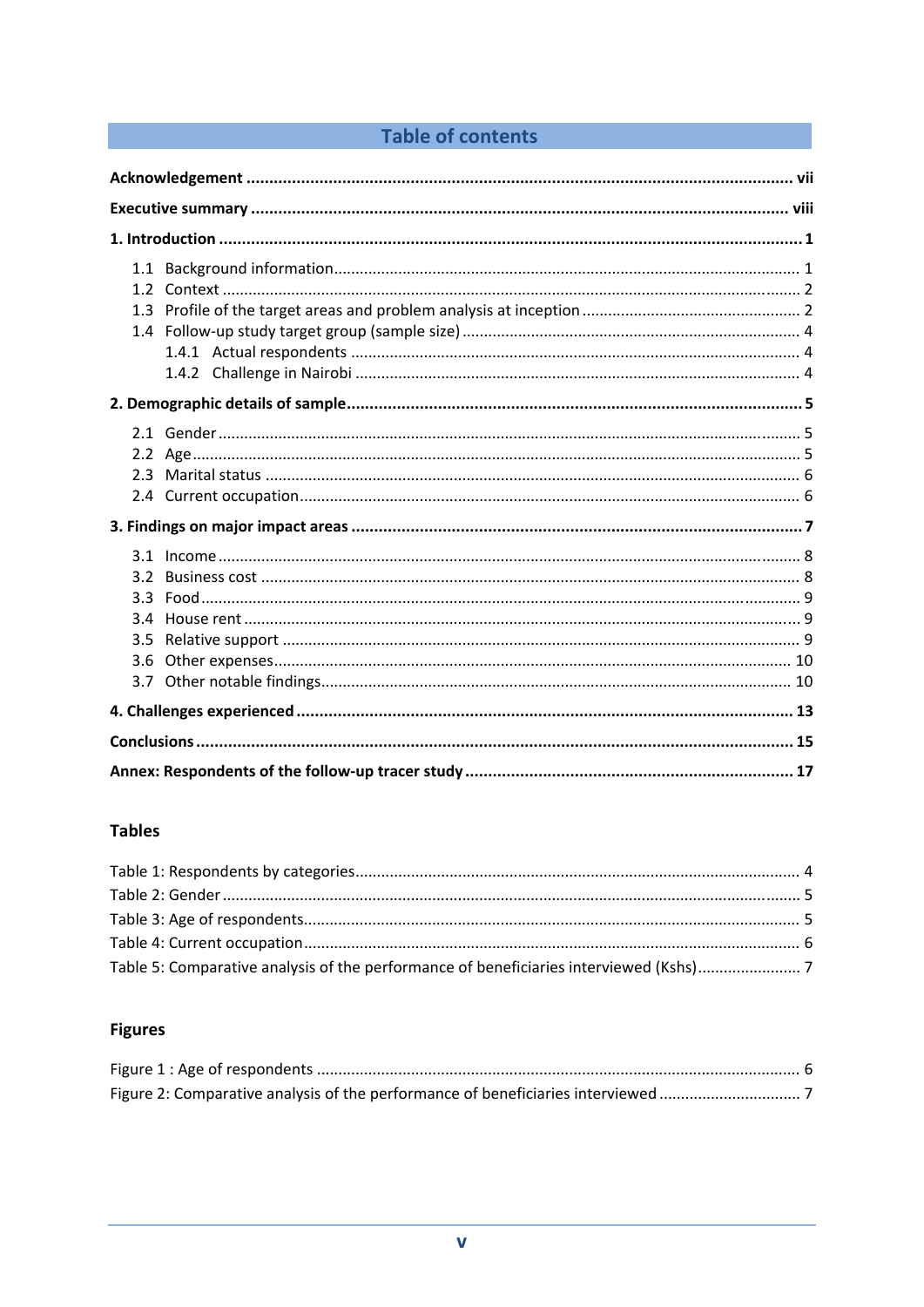# Table of contents

**Acknowledgement** ..... vii

**Executive summary** ..... viii

**1. Introduction** ..... 1

- 1.1 Background information ..... 1
- 1.2 Context ..... 2
- 1.3 Profile of the target areas and problem analysis at inception ..... 2
- 1.4 Follow-up study target group (sample size) ..... 4
  - 1.4.1 Actual respondents ..... 4
  - 1.4.2 Challenge in Nairobi ..... 4

**2. Demographic details of sample** ..... 5

- 2.1 Gender ..... 5
- 2.2 Age ..... 5
- 2.3 Marital status ..... 6
- 2.4 Current occupation ..... 6

**3. Findings on major impact areas** ..... 7

- 3.1 Income ..... 8
- 3.2 Business cost ..... 8
- 3.3 Food ..... 9
- 3.4 House rent ..... 9
- 3.5 Relative support ..... 9
- 3.6 Other expenses ..... 10
- 3.7 Other notable findings ..... 10

**4. Challenges experienced** ..... 13

**Conclusions** ..... 15

**Annex: Respondents of the follow-up tracer study** ..... 17

## Tables

Table 1: Respondents by categories ..... 4

Table 2: Gender ..... 5

Table 3: Age of respondents ..... 5

Table 4: Current occupation ..... 6

Table 5: Comparative analysis of the performance of beneficiaries interviewed (Kshs) ..... 7

## Figures

Figure 1 : Age of respondents ..... 6

Figure 2: Comparative analysis of the performance of beneficiaries interviewed ..... 7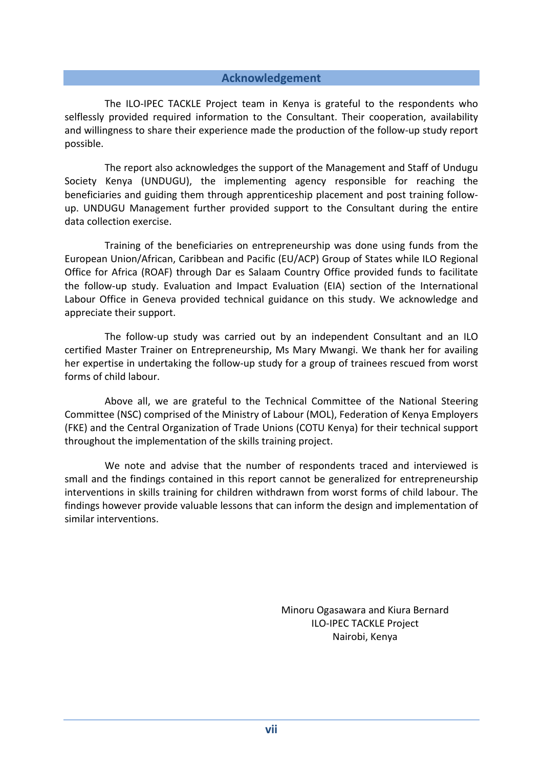## Acknowledgement

The ILO-IPEC TACKLE Project team in Kenya is grateful to the respondents who selflessly provided required information to the Consultant. Their cooperation, availability and willingness to share their experience made the production of the follow-up study report possible.

The report also acknowledges the support of the Management and Staff of Undugu Society Kenya (UNDUGU), the implementing agency responsible for reaching the beneficiaries and guiding them through apprenticeship placement and post training follow-up. UNDUGU Management further provided support to the Consultant during the entire data collection exercise.

Training of the beneficiaries on entrepreneurship was done using funds from the European Union/African, Caribbean and Pacific (EU/ACP) Group of States while ILO Regional Office for Africa (ROAF) through Dar es Salaam Country Office provided funds to facilitate the follow-up study. Evaluation and Impact Evaluation (EIA) section of the International Labour Office in Geneva provided technical guidance on this study. We acknowledge and appreciate their support.

The follow-up study was carried out by an independent Consultant and an ILO certified Master Trainer on Entrepreneurship, Ms Mary Mwangi. We thank her for availing her expertise in undertaking the follow-up study for a group of trainees rescued from worst forms of child labour.

Above all, we are grateful to the Technical Committee of the National Steering Committee (NSC) comprised of the Ministry of Labour (MOL), Federation of Kenya Employers (FKE) and the Central Organization of Trade Unions (COTU Kenya) for their technical support throughout the implementation of the skills training project.

We note and advise that the number of respondents traced and interviewed is small and the findings contained in this report cannot be generalized for entrepreneurship interventions in skills training for children withdrawn from worst forms of child labour. The findings however provide valuable lessons that can inform the design and implementation of similar interventions.

Minoru Ogasawara and Kiura Bernard
ILO-IPEC TACKLE Project
Nairobi, Kenya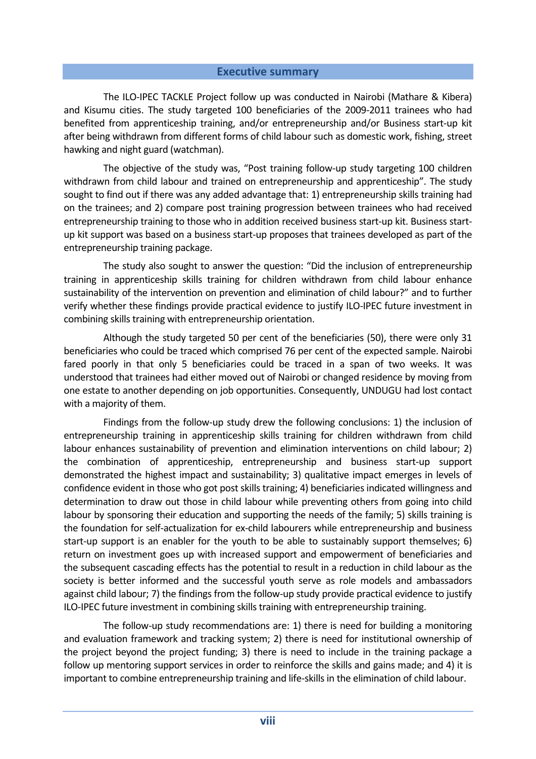## Executive summary

The ILO-IPEC TACKLE Project follow up was conducted in Nairobi (Mathare & Kibera) and Kisumu cities. The study targeted 100 beneficiaries of the 2009-2011 trainees who had benefited from apprenticeship training, and/or entrepreneurship and/or Business start-up kit after being withdrawn from different forms of child labour such as domestic work, fishing, street hawking and night guard (watchman).

The objective of the study was, "Post training follow-up study targeting 100 children withdrawn from child labour and trained on entrepreneurship and apprenticeship". The study sought to find out if there was any added advantage that: 1) entrepreneurship skills training had on the trainees; and 2) compare post training progression between trainees who had received entrepreneurship training to those who in addition received business start-up kit. Business start-up kit support was based on a business start-up proposes that trainees developed as part of the entrepreneurship training package.

The study also sought to answer the question: "Did the inclusion of entrepreneurship training in apprenticeship skills training for children withdrawn from child labour enhance sustainability of the intervention on prevention and elimination of child labour?" and to further verify whether these findings provide practical evidence to justify ILO-IPEC future investment in combining skills training with entrepreneurship orientation.

Although the study targeted 50 per cent of the beneficiaries (50), there were only 31 beneficiaries who could be traced which comprised 76 per cent of the expected sample. Nairobi fared poorly in that only 5 beneficiaries could be traced in a span of two weeks. It was understood that trainees had either moved out of Nairobi or changed residence by moving from one estate to another depending on job opportunities. Consequently, UNDUGU had lost contact with a majority of them.

Findings from the follow-up study drew the following conclusions: 1) the inclusion of entrepreneurship training in apprenticeship skills training for children withdrawn from child labour enhances sustainability of prevention and elimination interventions on child labour; 2) the combination of apprenticeship, entrepreneurship and business start-up support demonstrated the highest impact and sustainability; 3) qualitative impact emerges in levels of confidence evident in those who got post skills training; 4) beneficiaries indicated willingness and determination to draw out those in child labour while preventing others from going into child labour by sponsoring their education and supporting the needs of the family; 5) skills training is the foundation for self-actualization for ex-child labourers while entrepreneurship and business start-up support is an enabler for the youth to be able to sustainably support themselves; 6) return on investment goes up with increased support and empowerment of beneficiaries and the subsequent cascading effects has the potential to result in a reduction in child labour as the society is better informed and the successful youth serve as role models and ambassadors against child labour; 7) the findings from the follow-up study provide practical evidence to justify ILO-IPEC future investment in combining skills training with entrepreneurship training.

The follow-up study recommendations are: 1) there is need for building a monitoring and evaluation framework and tracking system; 2) there is need for institutional ownership of the project beyond the project funding; 3) there is need to include in the training package a follow up mentoring support services in order to reinforce the skills and gains made; and 4) it is important to combine entrepreneurship training and life-skills in the elimination of child labour.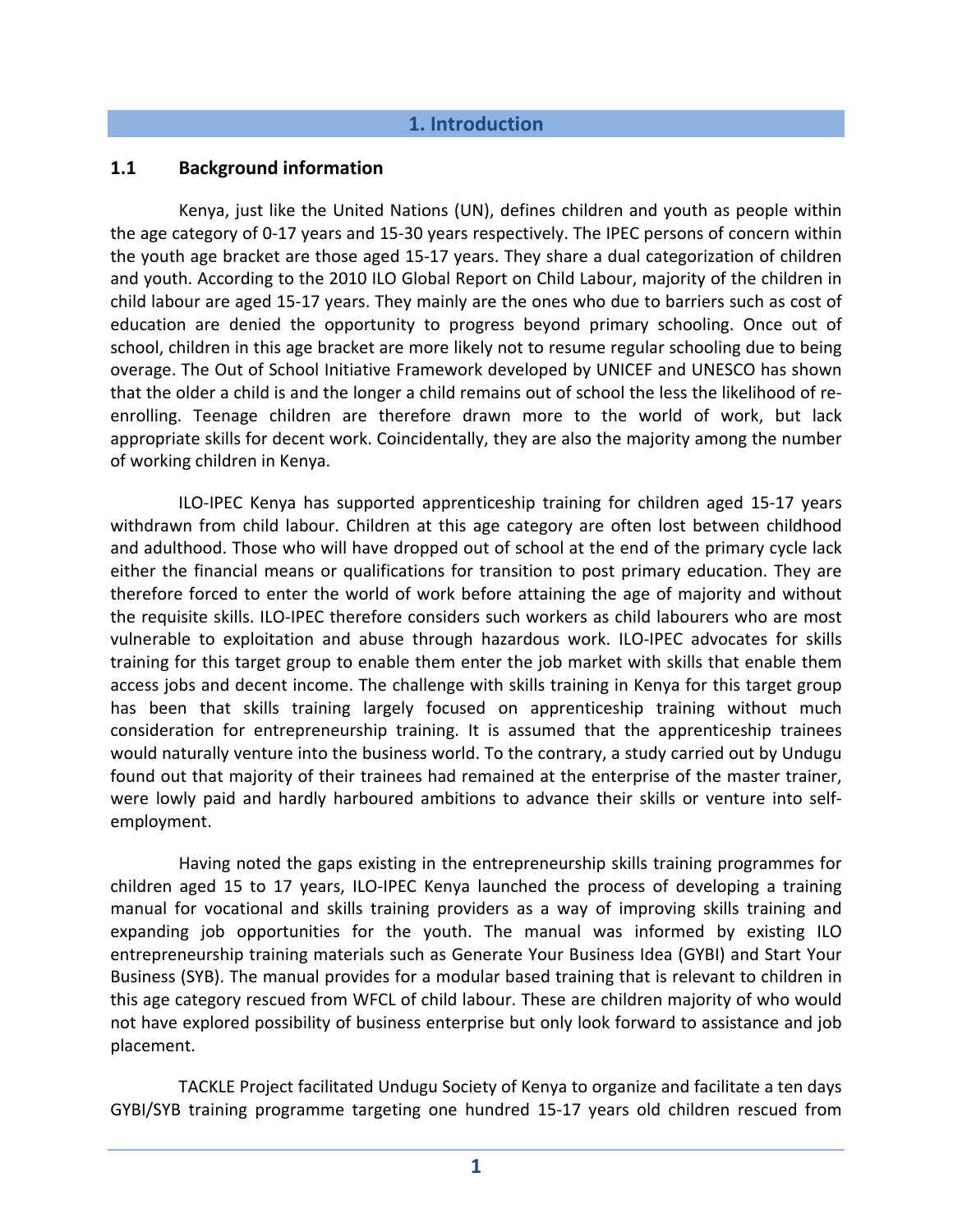# 1. Introduction

## 1.1 Background information

Kenya, just like the United Nations (UN), defines children and youth as people within the age category of 0-17 years and 15-30 years respectively. The IPEC persons of concern within the youth age bracket are those aged 15-17 years. They share a dual categorization of children and youth. According to the 2010 ILO Global Report on Child Labour, majority of the children in child labour are aged 15-17 years. They mainly are the ones who due to barriers such as cost of education are denied the opportunity to progress beyond primary schooling. Once out of school, children in this age bracket are more likely not to resume regular schooling due to being overage. The Out of School Initiative Framework developed by UNICEF and UNESCO has shown that the older a child is and the longer a child remains out of school the less the likelihood of re-enrolling. Teenage children are therefore drawn more to the world of work, but lack appropriate skills for decent work. Coincidentally, they are also the majority among the number of working children in Kenya.

ILO-IPEC Kenya has supported apprenticeship training for children aged 15-17 years withdrawn from child labour. Children at this age category are often lost between childhood and adulthood. Those who will have dropped out of school at the end of the primary cycle lack either the financial means or qualifications for transition to post primary education. They are therefore forced to enter the world of work before attaining the age of majority and without the requisite skills. ILO-IPEC therefore considers such workers as child labourers who are most vulnerable to exploitation and abuse through hazardous work. ILO-IPEC advocates for skills training for this target group to enable them enter the job market with skills that enable them access jobs and decent income. The challenge with skills training in Kenya for this target group has been that skills training largely focused on apprenticeship training without much consideration for entrepreneurship training. It is assumed that the apprenticeship trainees would naturally venture into the business world. To the contrary, a study carried out by Undugu found out that majority of their trainees had remained at the enterprise of the master trainer, were lowly paid and hardly harboured ambitions to advance their skills or venture into self-employment.

Having noted the gaps existing in the entrepreneurship skills training programmes for children aged 15 to 17 years, ILO-IPEC Kenya launched the process of developing a training manual for vocational and skills training providers as a way of improving skills training and expanding job opportunities for the youth. The manual was informed by existing ILO entrepreneurship training materials such as Generate Your Business Idea (GYBI) and Start Your Business (SYB). The manual provides for a modular based training that is relevant to children in this age category rescued from WFCL of child labour. These are children majority of who would not have explored possibility of business enterprise but only look forward to assistance and job placement.

TACKLE Project facilitated Undugu Society of Kenya to organize and facilitate a ten days GYBI/SYB training programme targeting one hundred 15-17 years old children rescued from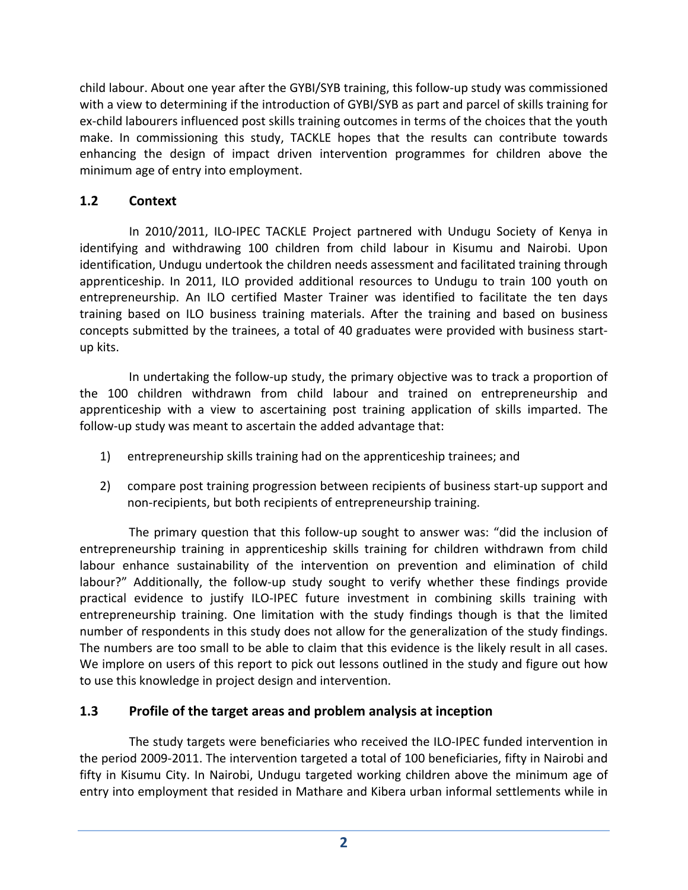child labour. About one year after the GYBI/SYB training, this follow-up study was commissioned with a view to determining if the introduction of GYBI/SYB as part and parcel of skills training for ex-child labourers influenced post skills training outcomes in terms of the choices that the youth make. In commissioning this study, TACKLE hopes that the results can contribute towards enhancing the design of impact driven intervention programmes for children above the minimum age of entry into employment.

## 1.2 Context

In 2010/2011, ILO-IPEC TACKLE Project partnered with Undugu Society of Kenya in identifying and withdrawing 100 children from child labour in Kisumu and Nairobi. Upon identification, Undugu undertook the children needs assessment and facilitated training through apprenticeship. In 2011, ILO provided additional resources to Undugu to train 100 youth on entrepreneurship. An ILO certified Master Trainer was identified to facilitate the ten days training based on ILO business training materials. After the training and based on business concepts submitted by the trainees, a total of 40 graduates were provided with business start-up kits.

In undertaking the follow-up study, the primary objective was to track a proportion of the 100 children withdrawn from child labour and trained on entrepreneurship and apprenticeship with a view to ascertaining post training application of skills imparted. The follow-up study was meant to ascertain the added advantage that:

1) entrepreneurship skills training had on the apprenticeship trainees; and

2) compare post training progression between recipients of business start-up support and non-recipients, but both recipients of entrepreneurship training.

The primary question that this follow-up sought to answer was: "did the inclusion of entrepreneurship training in apprenticeship skills training for children withdrawn from child labour enhance sustainability of the intervention on prevention and elimination of child labour?" Additionally, the follow-up study sought to verify whether these findings provide practical evidence to justify ILO-IPEC future investment in combining skills training with entrepreneurship training. One limitation with the study findings though is that the limited number of respondents in this study does not allow for the generalization of the study findings. The numbers are too small to be able to claim that this evidence is the likely result in all cases. We implore on users of this report to pick out lessons outlined in the study and figure out how to use this knowledge in project design and intervention.

## 1.3 Profile of the target areas and problem analysis at inception

The study targets were beneficiaries who received the ILO-IPEC funded intervention in the period 2009-2011. The intervention targeted a total of 100 beneficiaries, fifty in Nairobi and fifty in Kisumu City. In Nairobi, Undugu targeted working children above the minimum age of entry into employment that resided in Mathare and Kibera urban informal settlements while in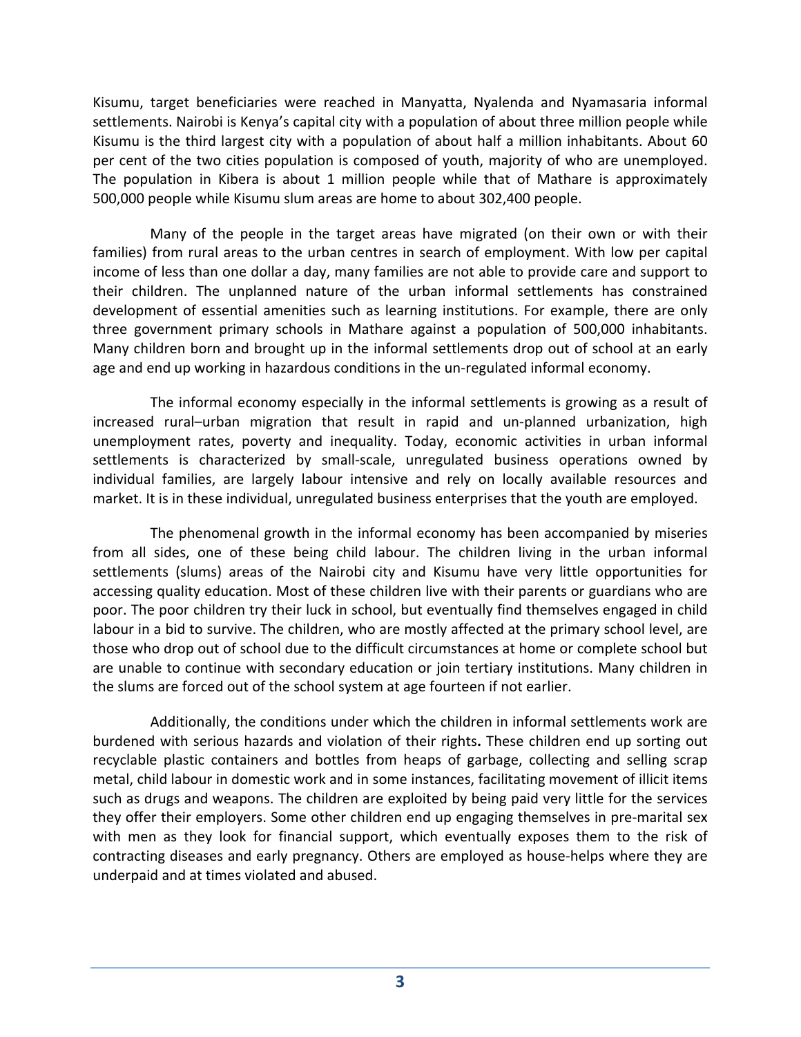Kisumu, target beneficiaries were reached in Manyatta, Nyalenda and Nyamasaria informal settlements. Nairobi is Kenya's capital city with a population of about three million people while Kisumu is the third largest city with a population of about half a million inhabitants. About 60 per cent of the two cities population is composed of youth, majority of who are unemployed. The population in Kibera is about 1 million people while that of Mathare is approximately 500,000 people while Kisumu slum areas are home to about 302,400 people.

Many of the people in the target areas have migrated (on their own or with their families) from rural areas to the urban centres in search of employment. With low per capital income of less than one dollar a day, many families are not able to provide care and support to their children. The unplanned nature of the urban informal settlements has constrained development of essential amenities such as learning institutions. For example, there are only three government primary schools in Mathare against a population of 500,000 inhabitants. Many children born and brought up in the informal settlements drop out of school at an early age and end up working in hazardous conditions in the un-regulated informal economy.

The informal economy especially in the informal settlements is growing as a result of increased rural–urban migration that result in rapid and un-planned urbanization, high unemployment rates, poverty and inequality. Today, economic activities in urban informal settlements is characterized by small-scale, unregulated business operations owned by individual families, are largely labour intensive and rely on locally available resources and market. It is in these individual, unregulated business enterprises that the youth are employed.

The phenomenal growth in the informal economy has been accompanied by miseries from all sides, one of these being child labour. The children living in the urban informal settlements (slums) areas of the Nairobi city and Kisumu have very little opportunities for accessing quality education. Most of these children live with their parents or guardians who are poor. The poor children try their luck in school, but eventually find themselves engaged in child labour in a bid to survive. The children, who are mostly affected at the primary school level, are those who drop out of school due to the difficult circumstances at home or complete school but are unable to continue with secondary education or join tertiary institutions. Many children in the slums are forced out of the school system at age fourteen if not earlier.

Additionally, the conditions under which the children in informal settlements work are burdened with serious hazards and violation of their rights. These children end up sorting out recyclable plastic containers and bottles from heaps of garbage, collecting and selling scrap metal, child labour in domestic work and in some instances, facilitating movement of illicit items such as drugs and weapons. The children are exploited by being paid very little for the services they offer their employers. Some other children end up engaging themselves in pre-marital sex with men as they look for financial support, which eventually exposes them to the risk of contracting diseases and early pregnancy. Others are employed as house-helps where they are underpaid and at times violated and abused.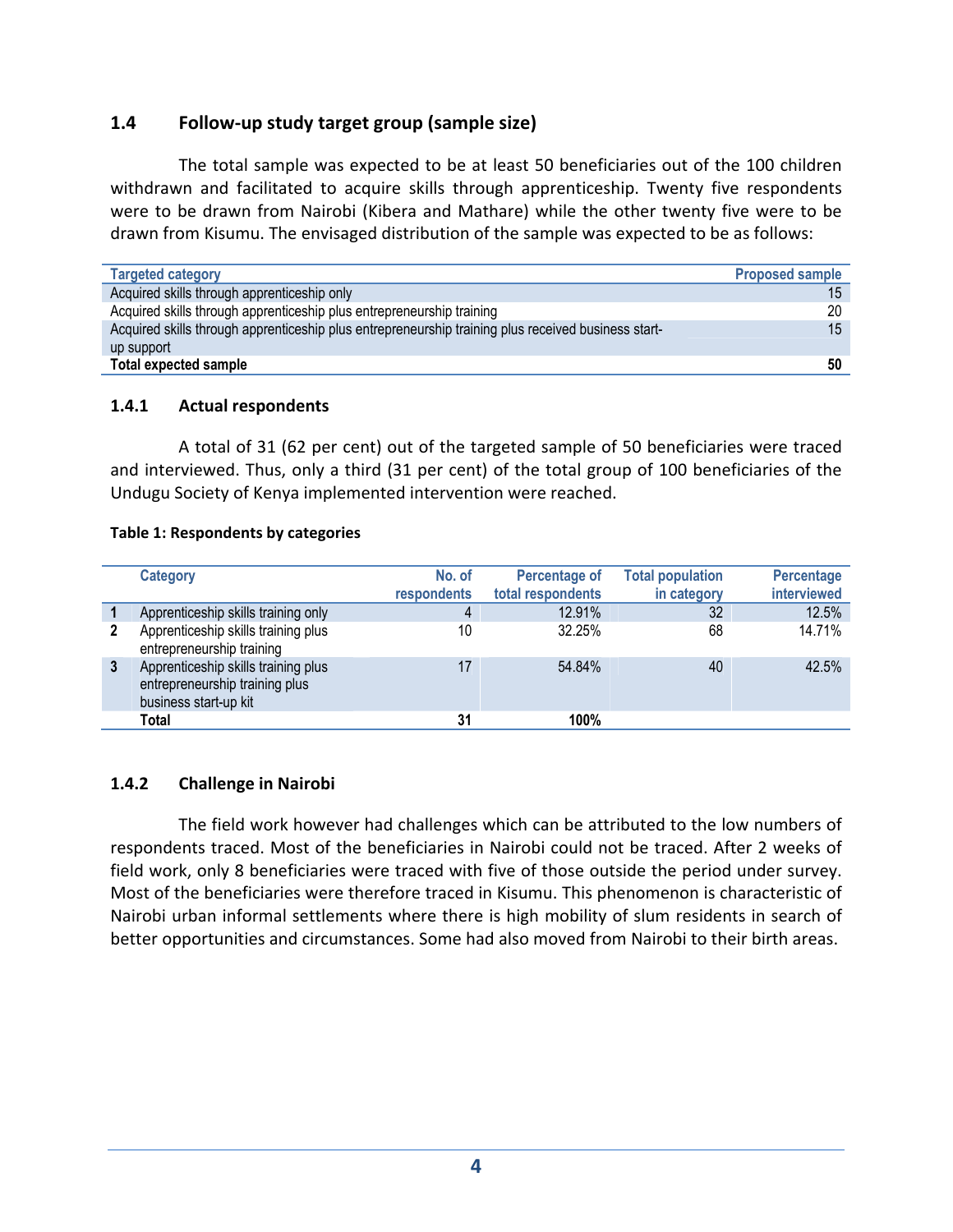### 1.4 Follow-up study target group (sample size)

The total sample was expected to be at least 50 beneficiaries out of the 100 children withdrawn and facilitated to acquire skills through apprenticeship. Twenty five respondents were to be drawn from Nairobi (Kibera and Mathare) while the other twenty five were to be drawn from Kisumu. The envisaged distribution of the sample was expected to be as follows:

| Targeted category | Proposed sample |
|---|---|
| Acquired skills through apprenticeship only | 15 |
| Acquired skills through apprenticeship plus entrepreneurship training | 20 |
| Acquired skills through apprenticeship plus entrepreneurship training plus received business start-up support | 15 |
| **Total expected sample** | **50** |

#### 1.4.1 Actual respondents

A total of 31 (62 per cent) out of the targeted sample of 50 beneficiaries were traced and interviewed. Thus, only a third (31 per cent) of the total group of 100 beneficiaries of the Undugu Society of Kenya implemented intervention were reached.

**Table 1: Respondents by categories**

| | Category | No. of respondents | Percentage of total respondents | Total population in category | Percentage interviewed |
|---|---|---|---|---|---|
| **1** | Apprenticeship skills training only | 4 | 12.91% | 32 | 12.5% |
| **2** | Apprenticeship skills training plus entrepreneurship training | 10 | 32.25% | 68 | 14.71% |
| **3** | Apprenticeship skills training plus entrepreneurship training plus business start-up kit | 17 | 54.84% | 40 | 42.5% |
| | **Total** | **31** | **100%** | | |

#### 1.4.2 Challenge in Nairobi

The field work however had challenges which can be attributed to the low numbers of respondents traced. Most of the beneficiaries in Nairobi could not be traced. After 2 weeks of field work, only 8 beneficiaries were traced with five of those outside the period under survey. Most of the beneficiaries were therefore traced in Kisumu. This phenomenon is characteristic of Nairobi urban informal settlements where there is high mobility of slum residents in search of better opportunities and circumstances. Some had also moved from Nairobi to their birth areas.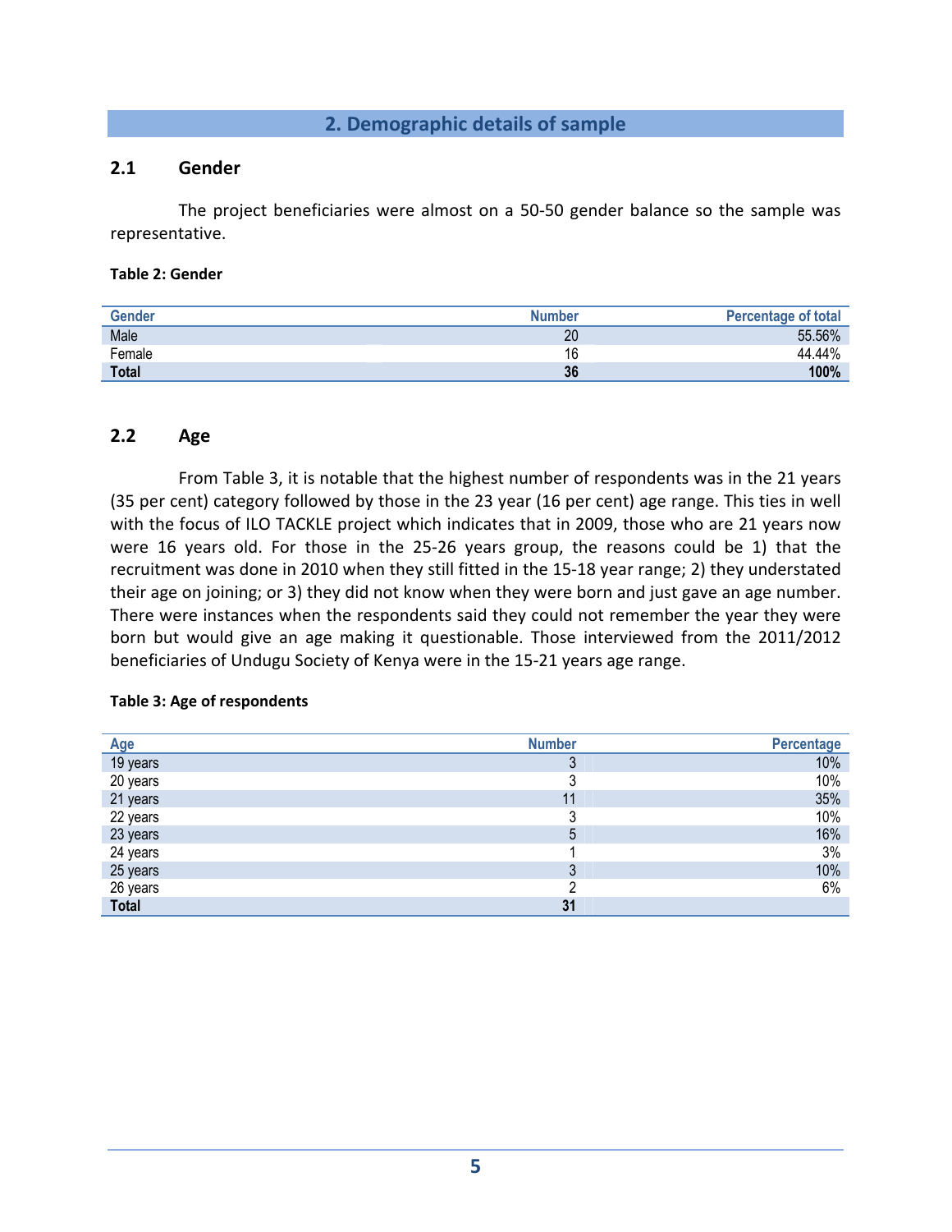## 2. Demographic details of sample

### 2.1 Gender

The project beneficiaries were almost on a 50-50 gender balance so the sample was representative.

**Table 2: Gender**

| Gender | Number | Percentage of total |
|---|---|---|
| Male | 20 | 55.56% |
| Female | 16 | 44.44% |
| **Total** | **36** | **100%** |

### 2.2 Age

From Table 3, it is notable that the highest number of respondents was in the 21 years (35 per cent) category followed by those in the 23 year (16 per cent) age range. This ties in well with the focus of ILO TACKLE project which indicates that in 2009, those who are 21 years now were 16 years old. For those in the 25-26 years group, the reasons could be 1) that the recruitment was done in 2010 when they still fitted in the 15-18 year range; 2) they understated their age on joining; or 3) they did not know when they were born and just gave an age number. There were instances when the respondents said they could not remember the year they were born but would give an age making it questionable. Those interviewed from the 2011/2012 beneficiaries of Undugu Society of Kenya were in the 15-21 years age range.

**Table 3: Age of respondents**

| Age | Number | Percentage |
|---|---|---|
| 19 years | 3 | 10% |
| 20 years | 3 | 10% |
| 21 years | 11 | 35% |
| 22 years | 3 | 10% |
| 23 years | 5 | 16% |
| 24 years | 1 | 3% |
| 25 years | 3 | 10% |
| 26 years | 2 | 6% |
| **Total** | **31** | |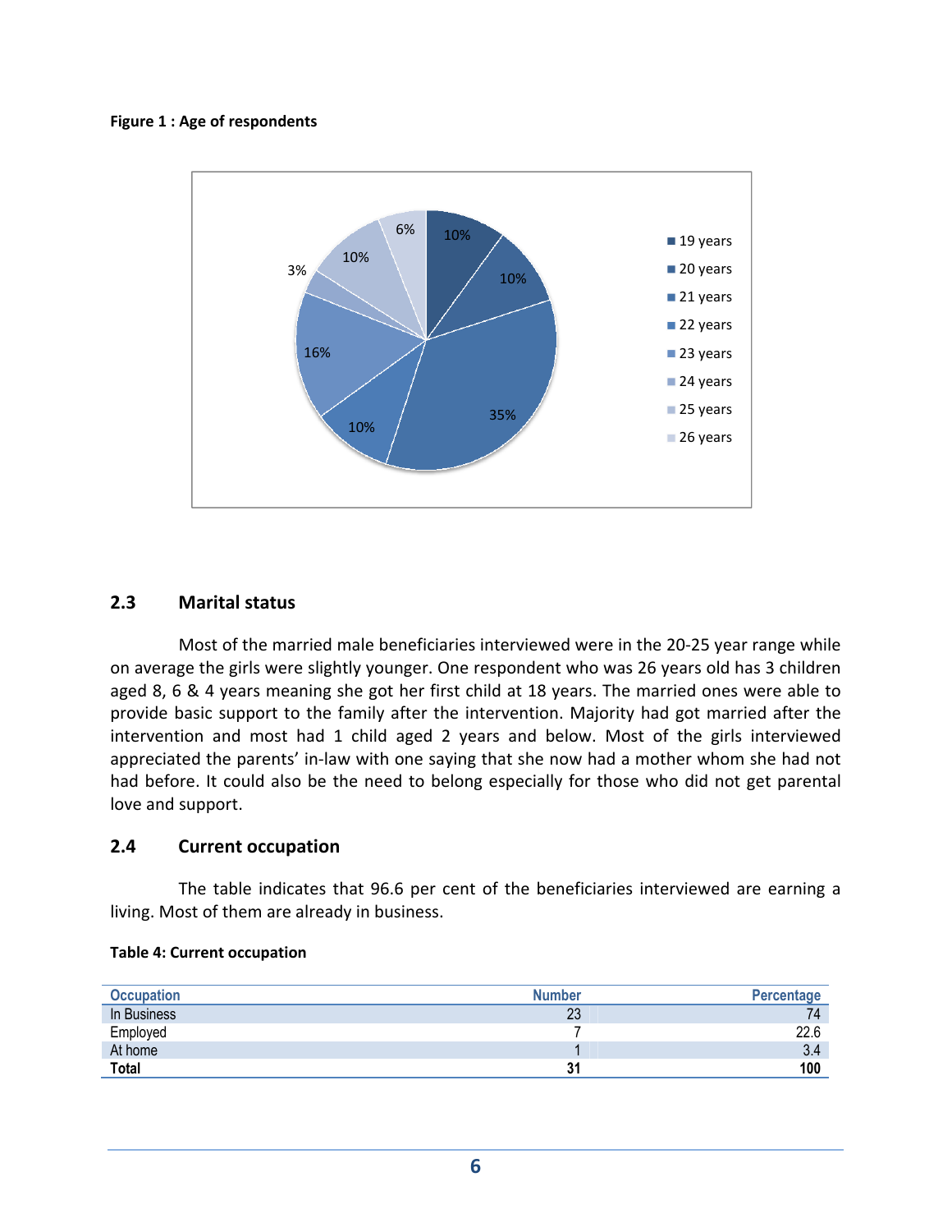**Figure 1 : Age of respondents**

| Age | Percentage |
|---|---|
| 19 years | 10% |
| 20 years | 10% |
| 21 years | 35% |
| 22 years | 10% |
| 23 years | 16% |
| 24 years | 3% |
| 25 years | 10% |
| 26 years | 6% |

## 2.3 Marital status

Most of the married male beneficiaries interviewed were in the 20-25 year range while on average the girls were slightly younger. One respondent who was 26 years old has 3 children aged 8, 6 & 4 years meaning she got her first child at 18 years. The married ones were able to provide basic support to the family after the intervention. Majority had got married after the intervention and most had 1 child aged 2 years and below. Most of the girls interviewed appreciated the parents' in-law with one saying that she now had a mother whom she had not had before. It could also be the need to belong especially for those who did not get parental love and support.

## 2.4 Current occupation

The table indicates that 96.6 per cent of the beneficiaries interviewed are earning a living. Most of them are already in business.

**Table 4: Current occupation**

| Occupation | Number | Percentage |
|---|---|---|
| In Business | 23 | 74 |
| Employed | 7 | 22.6 |
| At home | 1 | 3.4 |
| **Total** | **31** | **100** |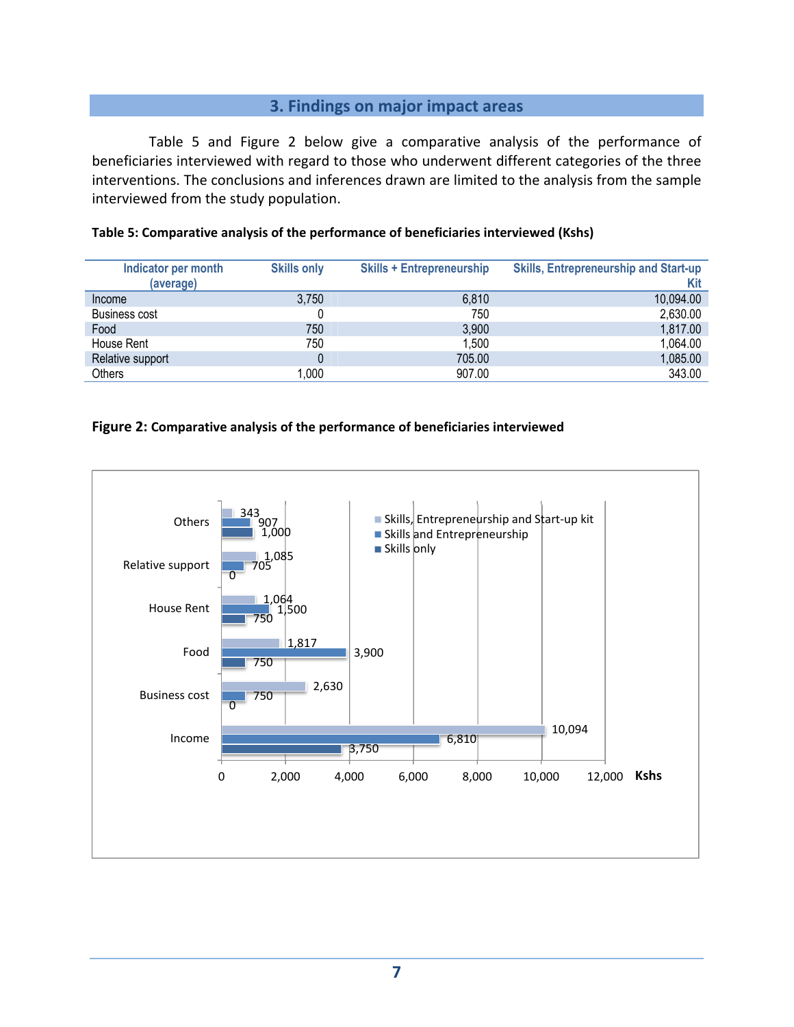# 3. Findings on major impact areas

Table 5 and Figure 2 below give a comparative analysis of the performance of beneficiaries interviewed with regard to those who underwent different categories of the three interventions. The conclusions and inferences drawn are limited to the analysis from the sample interviewed from the study population.

**Table 5: Comparative analysis of the performance of beneficiaries interviewed (Kshs)**

| Indicator per month (average) | Skills only | Skills + Entrepreneurship | Skills, Entrepreneurship and Start-up Kit |
|---|---|---|---|
| Income | 3,750 | 6,810 | 10,094.00 |
| Business cost | 0 | 750 | 2,630.00 |
| Food | 750 | 3,900 | 1,817.00 |
| House Rent | 750 | 1,500 | 1,064.00 |
| Relative support | 0 | 705.00 | 1,085.00 |
| Others | 1,000 | 907.00 | 343.00 |

**Figure 2: Comparative analysis of the performance of beneficiaries interviewed**

| Indicator | Skills, Entrepreneurship and Start-up kit | Skills and Entrepreneurship | Skills only |
|---|---|---|---|
| Others | 343 | 907 | 1,000 |
| Relative support | 1,085 | 705 | 0 |
| House Rent | 1,064 | 1,500 | 750 |
| Food | 1,817 | 3,900 | 750 |
| Business cost | 2,630 | 750 | 0 |
| Income | 10,094 | 6,810 | 3,750 |

Kshs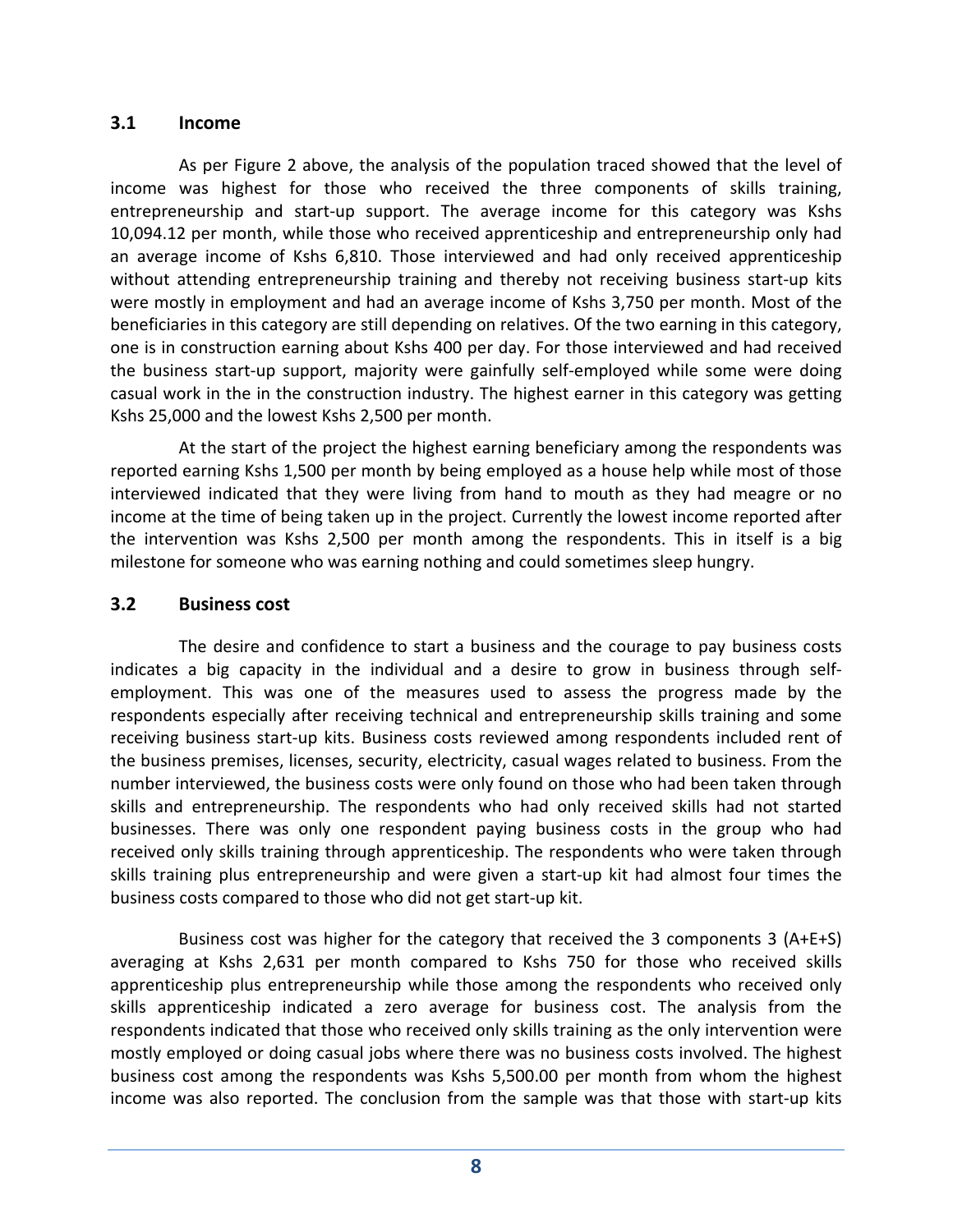### 3.1 Income

As per Figure 2 above, the analysis of the population traced showed that the level of income was highest for those who received the three components of skills training, entrepreneurship and start-up support. The average income for this category was Kshs 10,094.12 per month, while those who received apprenticeship and entrepreneurship only had an average income of Kshs 6,810. Those interviewed and had only received apprenticeship without attending entrepreneurship training and thereby not receiving business start-up kits were mostly in employment and had an average income of Kshs 3,750 per month. Most of the beneficiaries in this category are still depending on relatives. Of the two earning in this category, one is in construction earning about Kshs 400 per day. For those interviewed and had received the business start-up support, majority were gainfully self-employed while some were doing casual work in the in the construction industry. The highest earner in this category was getting Kshs 25,000 and the lowest Kshs 2,500 per month.

At the start of the project the highest earning beneficiary among the respondents was reported earning Kshs 1,500 per month by being employed as a house help while most of those interviewed indicated that they were living from hand to mouth as they had meagre or no income at the time of being taken up in the project. Currently the lowest income reported after the intervention was Kshs 2,500 per month among the respondents. This in itself is a big milestone for someone who was earning nothing and could sometimes sleep hungry.

### 3.2 Business cost

The desire and confidence to start a business and the courage to pay business costs indicates a big capacity in the individual and a desire to grow in business through self-employment. This was one of the measures used to assess the progress made by the respondents especially after receiving technical and entrepreneurship skills training and some receiving business start-up kits. Business costs reviewed among respondents included rent of the business premises, licenses, security, electricity, casual wages related to business. From the number interviewed, the business costs were only found on those who had been taken through skills and entrepreneurship. The respondents who had only received skills had not started businesses. There was only one respondent paying business costs in the group who had received only skills training through apprenticeship. The respondents who were taken through skills training plus entrepreneurship and were given a start-up kit had almost four times the business costs compared to those who did not get start-up kit.

Business cost was higher for the category that received the 3 components 3 (A+E+S) averaging at Kshs 2,631 per month compared to Kshs 750 for those who received skills apprenticeship plus entrepreneurship while those among the respondents who received only skills apprenticeship indicated a zero average for business cost. The analysis from the respondents indicated that those who received only skills training as the only intervention were mostly employed or doing casual jobs where there was no business costs involved. The highest business cost among the respondents was Kshs 5,500.00 per month from whom the highest income was also reported. The conclusion from the sample was that those with start-up kits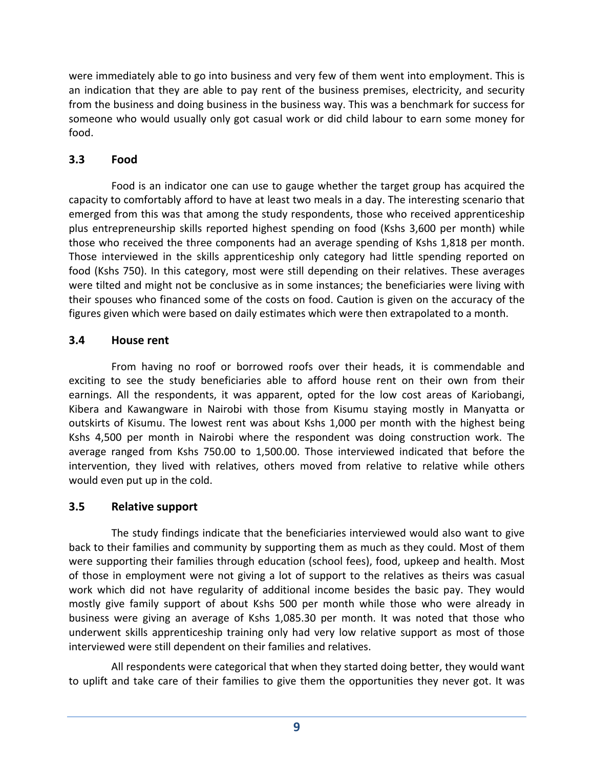were immediately able to go into business and very few of them went into employment. This is an indication that they are able to pay rent of the business premises, electricity, and security from the business and doing business in the business way. This was a benchmark for success for someone who would usually only got casual work or did child labour to earn some money for food.

### 3.3 Food

Food is an indicator one can use to gauge whether the target group has acquired the capacity to comfortably afford to have at least two meals in a day. The interesting scenario that emerged from this was that among the study respondents, those who received apprenticeship plus entrepreneurship skills reported highest spending on food (Kshs 3,600 per month) while those who received the three components had an average spending of Kshs 1,818 per month. Those interviewed in the skills apprenticeship only category had little spending reported on food (Kshs 750). In this category, most were still depending on their relatives. These averages were tilted and might not be conclusive as in some instances; the beneficiaries were living with their spouses who financed some of the costs on food. Caution is given on the accuracy of the figures given which were based on daily estimates which were then extrapolated to a month.

### 3.4 House rent

From having no roof or borrowed roofs over their heads, it is commendable and exciting to see the study beneficiaries able to afford house rent on their own from their earnings. All the respondents, it was apparent, opted for the low cost areas of Kariobangi, Kibera and Kawangware in Nairobi with those from Kisumu staying mostly in Manyatta or outskirts of Kisumu. The lowest rent was about Kshs 1,000 per month with the highest being Kshs 4,500 per month in Nairobi where the respondent was doing construction work. The average ranged from Kshs 750.00 to 1,500.00. Those interviewed indicated that before the intervention, they lived with relatives, others moved from relative to relative while others would even put up in the cold.

### 3.5 Relative support

The study findings indicate that the beneficiaries interviewed would also want to give back to their families and community by supporting them as much as they could. Most of them were supporting their families through education (school fees), food, upkeep and health. Most of those in employment were not giving a lot of support to the relatives as theirs was casual work which did not have regularity of additional income besides the basic pay. They would mostly give family support of about Kshs 500 per month while those who were already in business were giving an average of Kshs 1,085.30 per month. It was noted that those who underwent skills apprenticeship training only had very low relative support as most of those interviewed were still dependent on their families and relatives.

All respondents were categorical that when they started doing better, they would want to uplift and take care of their families to give them the opportunities they never got. It was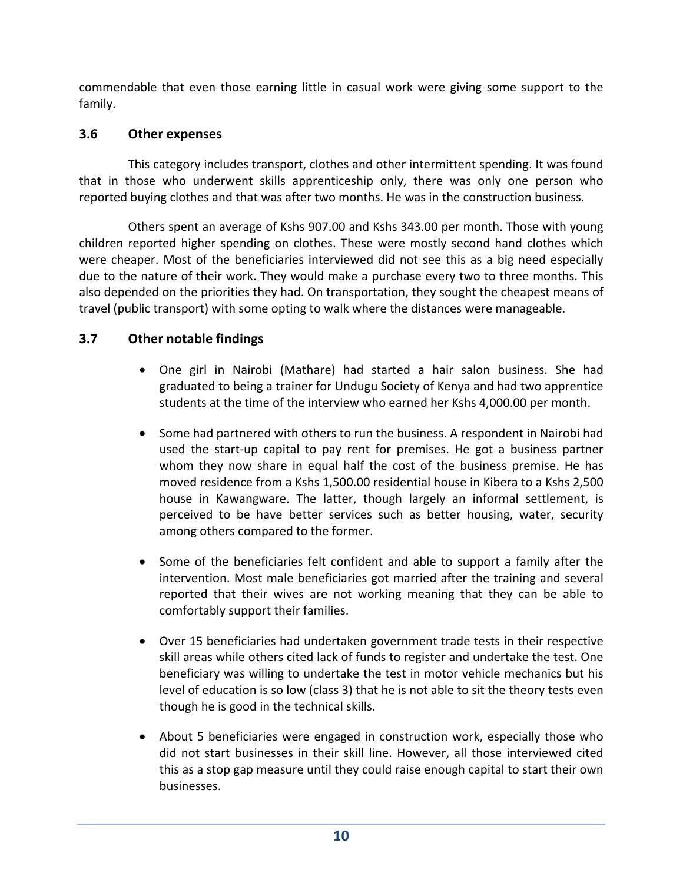commendable that even those earning little in casual work were giving some support to the family.

### 3.6 Other expenses

This category includes transport, clothes and other intermittent spending. It was found that in those who underwent skills apprenticeship only, there was only one person who reported buying clothes and that was after two months. He was in the construction business.

Others spent an average of Kshs 907.00 and Kshs 343.00 per month. Those with young children reported higher spending on clothes. These were mostly second hand clothes which were cheaper. Most of the beneficiaries interviewed did not see this as a big need especially due to the nature of their work. They would make a purchase every two to three months. This also depended on the priorities they had. On transportation, they sought the cheapest means of travel (public transport) with some opting to walk where the distances were manageable.

### 3.7 Other notable findings

- One girl in Nairobi (Mathare) had started a hair salon business. She had graduated to being a trainer for Undugu Society of Kenya and had two apprentice students at the time of the interview who earned her Kshs 4,000.00 per month.

- Some had partnered with others to run the business. A respondent in Nairobi had used the start-up capital to pay rent for premises. He got a business partner whom they now share in equal half the cost of the business premise. He has moved residence from a Kshs 1,500.00 residential house in Kibera to a Kshs 2,500 house in Kawangware. The latter, though largely an informal settlement, is perceived to be have better services such as better housing, water, security among others compared to the former.

- Some of the beneficiaries felt confident and able to support a family after the intervention. Most male beneficiaries got married after the training and several reported that their wives are not working meaning that they can be able to comfortably support their families.

- Over 15 beneficiaries had undertaken government trade tests in their respective skill areas while others cited lack of funds to register and undertake the test. One beneficiary was willing to undertake the test in motor vehicle mechanics but his level of education is so low (class 3) that he is not able to sit the theory tests even though he is good in the technical skills.

- About 5 beneficiaries were engaged in construction work, especially those who did not start businesses in their skill line. However, all those interviewed cited this as a stop gap measure until they could raise enough capital to start their own businesses.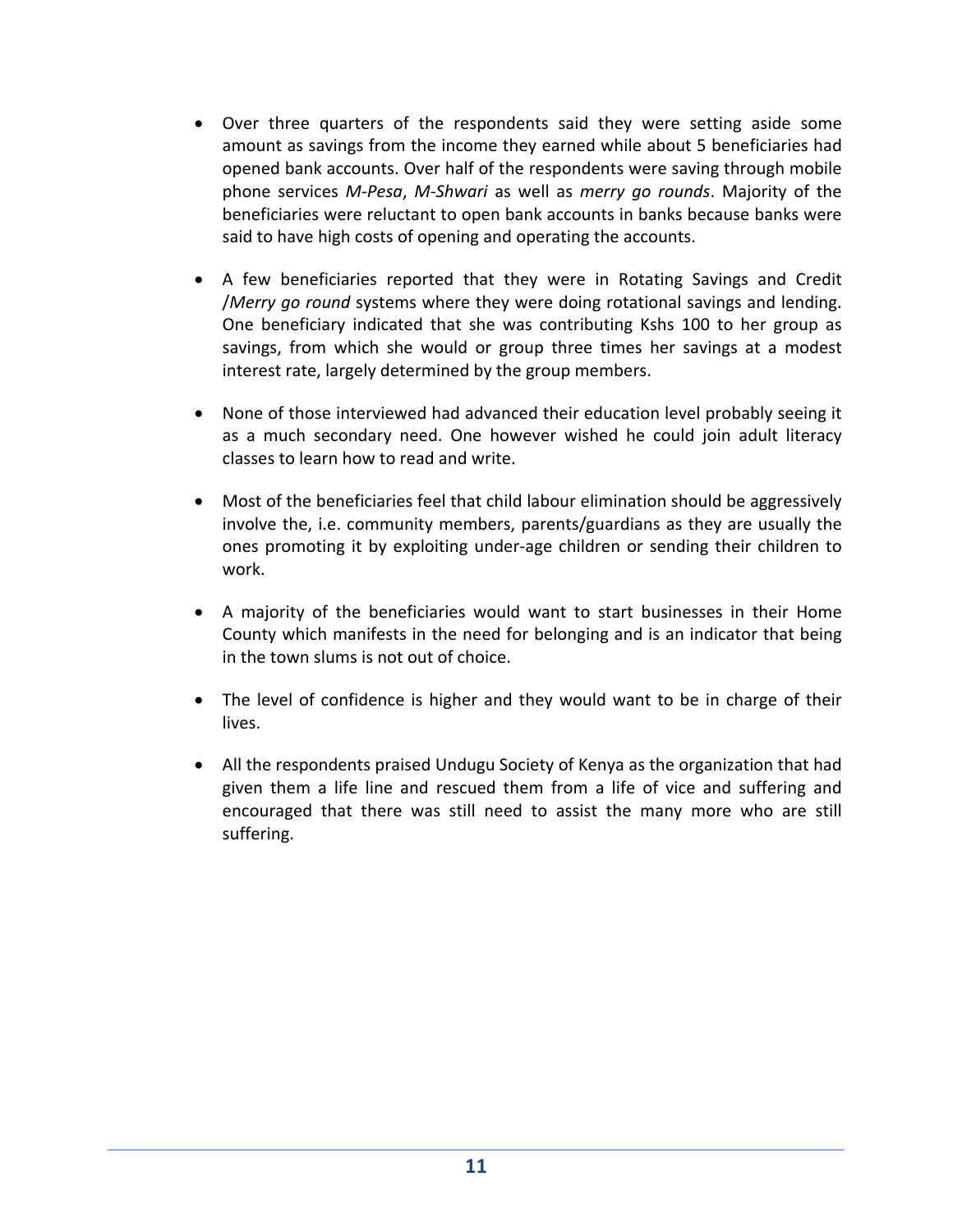- Over three quarters of the respondents said they were setting aside some amount as savings from the income they earned while about 5 beneficiaries had opened bank accounts. Over half of the respondents were saving through mobile phone services *M-Pesa*, *M-Shwari* as well as *merry go rounds*. Majority of the beneficiaries were reluctant to open bank accounts in banks because banks were said to have high costs of opening and operating the accounts.

- A few beneficiaries reported that they were in Rotating Savings and Credit /*Merry go round* systems where they were doing rotational savings and lending. One beneficiary indicated that she was contributing Kshs 100 to her group as savings, from which she would or group three times her savings at a modest interest rate, largely determined by the group members.

- None of those interviewed had advanced their education level probably seeing it as a much secondary need. One however wished he could join adult literacy classes to learn how to read and write.

- Most of the beneficiaries feel that child labour elimination should be aggressively involve the, i.e. community members, parents/guardians as they are usually the ones promoting it by exploiting under-age children or sending their children to work.

- A majority of the beneficiaries would want to start businesses in their Home County which manifests in the need for belonging and is an indicator that being in the town slums is not out of choice.

- The level of confidence is higher and they would want to be in charge of their lives.

- All the respondents praised Undugu Society of Kenya as the organization that had given them a life line and rescued them from a life of vice and suffering and encouraged that there was still need to assist the many more who are still suffering.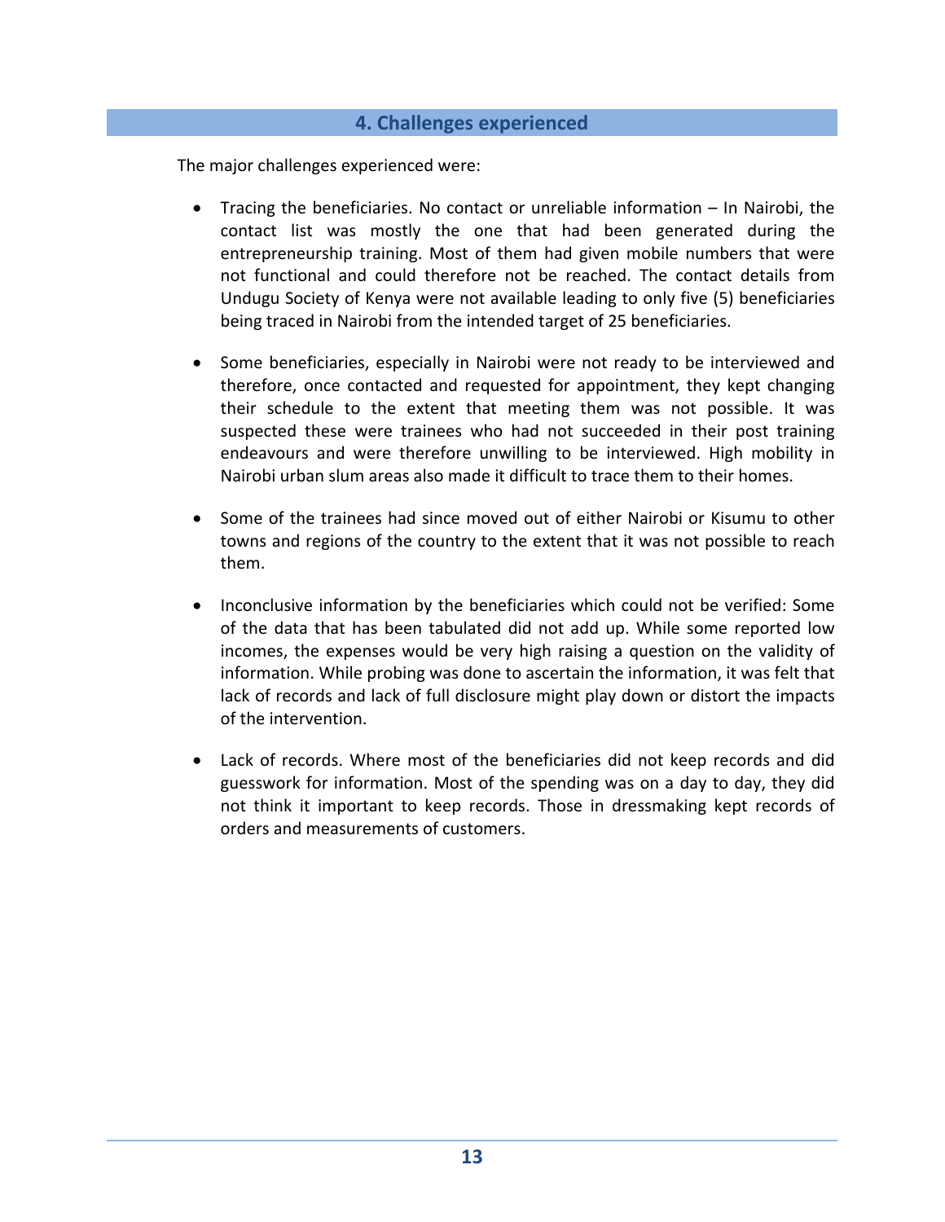## 4. Challenges experienced

The major challenges experienced were:

- Tracing the beneficiaries. No contact or unreliable information – In Nairobi, the contact list was mostly the one that had been generated during the entrepreneurship training. Most of them had given mobile numbers that were not functional and could therefore not be reached. The contact details from Undugu Society of Kenya were not available leading to only five (5) beneficiaries being traced in Nairobi from the intended target of 25 beneficiaries.

- Some beneficiaries, especially in Nairobi were not ready to be interviewed and therefore, once contacted and requested for appointment, they kept changing their schedule to the extent that meeting them was not possible. It was suspected these were trainees who had not succeeded in their post training endeavours and were therefore unwilling to be interviewed. High mobility in Nairobi urban slum areas also made it difficult to trace them to their homes.

- Some of the trainees had since moved out of either Nairobi or Kisumu to other towns and regions of the country to the extent that it was not possible to reach them.

- Inconclusive information by the beneficiaries which could not be verified: Some of the data that has been tabulated did not add up. While some reported low incomes, the expenses would be very high raising a question on the validity of information. While probing was done to ascertain the information, it was felt that lack of records and lack of full disclosure might play down or distort the impacts of the intervention.

- Lack of records. Where most of the beneficiaries did not keep records and did guesswork for information. Most of the spending was on a day to day, they did not think it important to keep records. Those in dressmaking kept records of orders and measurements of customers.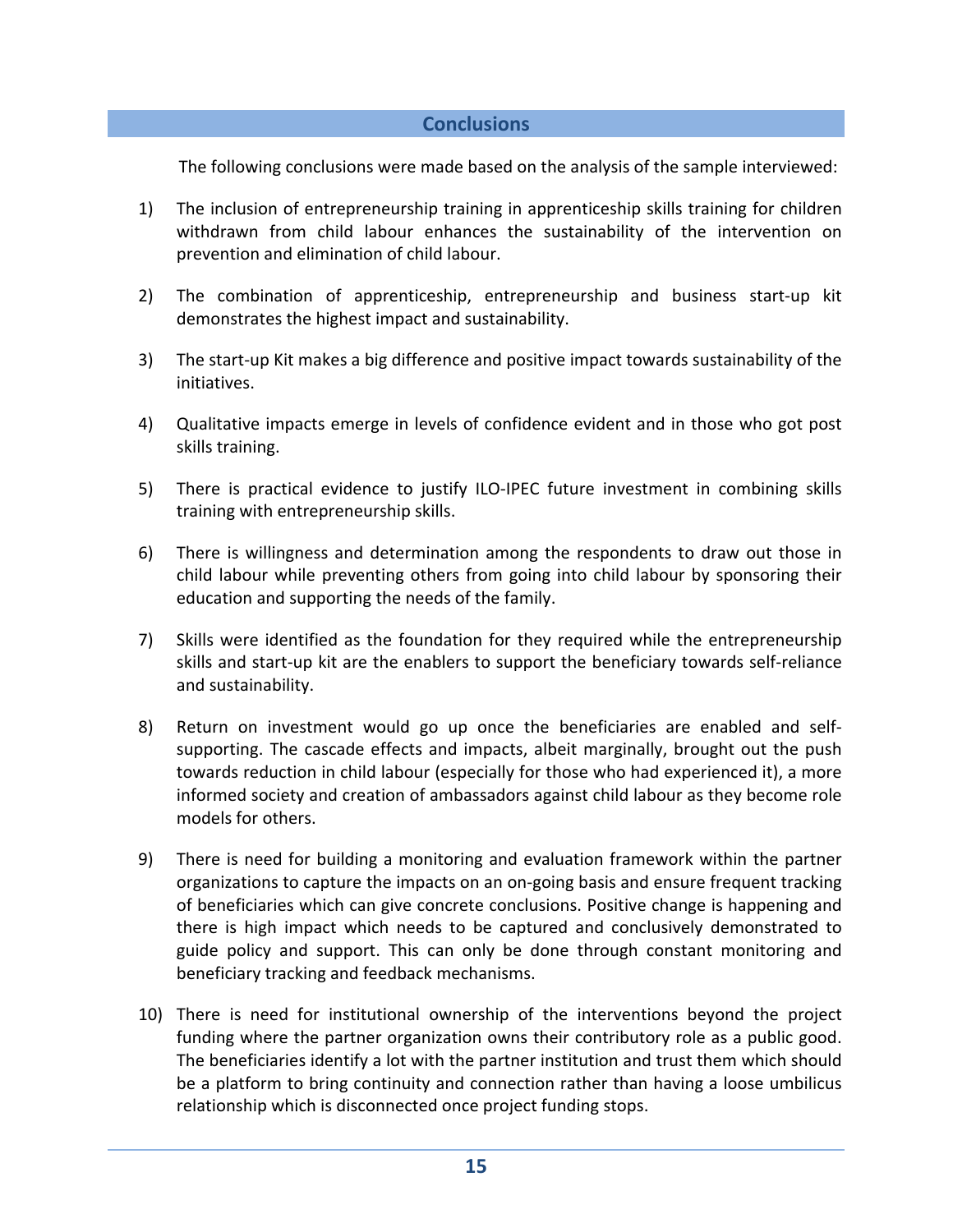## Conclusions

The following conclusions were made based on the analysis of the sample interviewed:

1) The inclusion of entrepreneurship training in apprenticeship skills training for children withdrawn from child labour enhances the sustainability of the intervention on prevention and elimination of child labour.

2) The combination of apprenticeship, entrepreneurship and business start-up kit demonstrates the highest impact and sustainability.

3) The start-up Kit makes a big difference and positive impact towards sustainability of the initiatives.

4) Qualitative impacts emerge in levels of confidence evident and in those who got post skills training.

5) There is practical evidence to justify ILO-IPEC future investment in combining skills training with entrepreneurship skills.

6) There is willingness and determination among the respondents to draw out those in child labour while preventing others from going into child labour by sponsoring their education and supporting the needs of the family.

7) Skills were identified as the foundation for they required while the entrepreneurship skills and start-up kit are the enablers to support the beneficiary towards self-reliance and sustainability.

8) Return on investment would go up once the beneficiaries are enabled and self-supporting. The cascade effects and impacts, albeit marginally, brought out the push towards reduction in child labour (especially for those who had experienced it), a more informed society and creation of ambassadors against child labour as they become role models for others.

9) There is need for building a monitoring and evaluation framework within the partner organizations to capture the impacts on an on-going basis and ensure frequent tracking of beneficiaries which can give concrete conclusions. Positive change is happening and there is high impact which needs to be captured and conclusively demonstrated to guide policy and support. This can only be done through constant monitoring and beneficiary tracking and feedback mechanisms.

10) There is need for institutional ownership of the interventions beyond the project funding where the partner organization owns their contributory role as a public good. The beneficiaries identify a lot with the partner institution and trust them which should be a platform to bring continuity and connection rather than having a loose umbilicus relationship which is disconnected once project funding stops.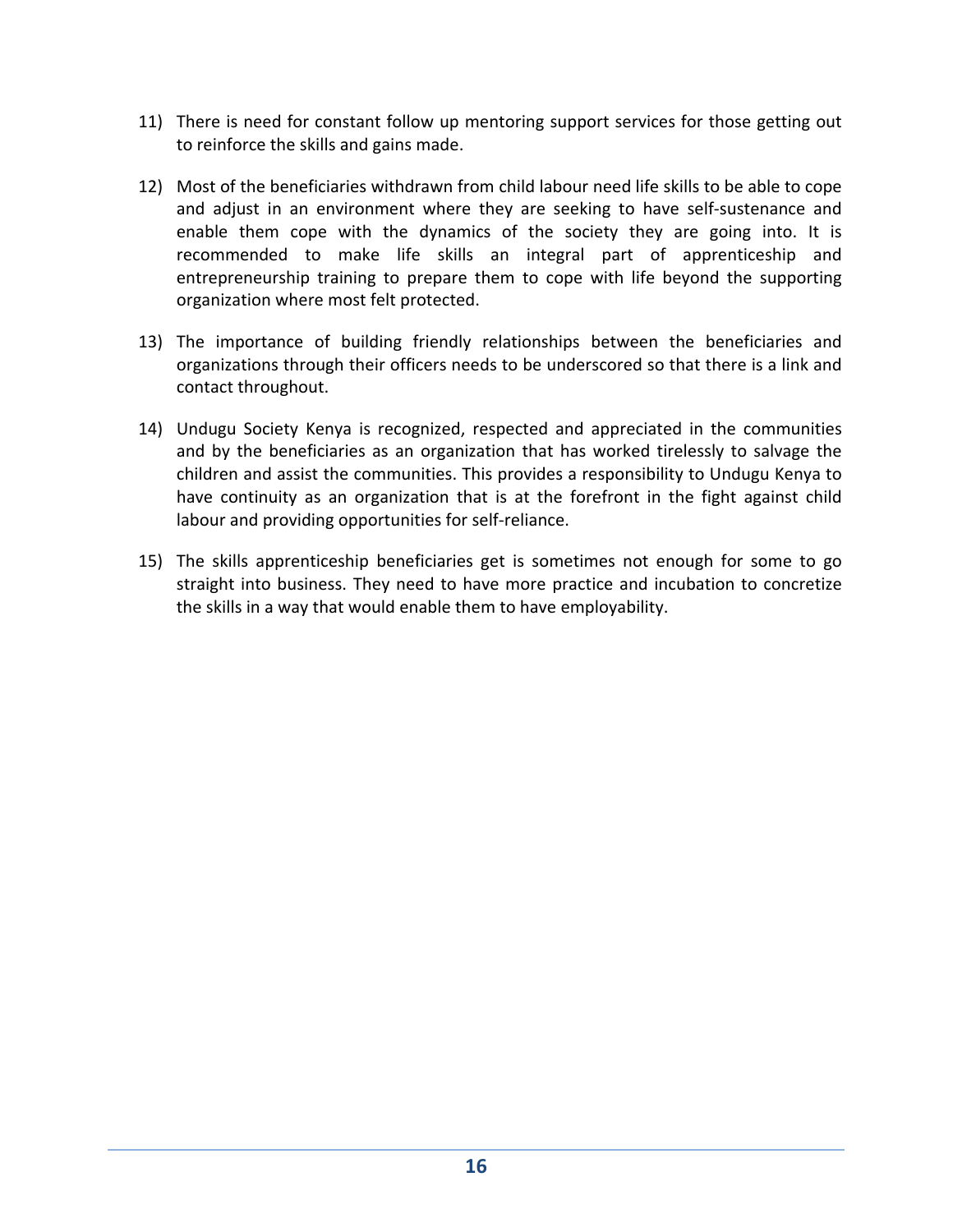11) There is need for constant follow up mentoring support services for those getting out to reinforce the skills and gains made.

12) Most of the beneficiaries withdrawn from child labour need life skills to be able to cope and adjust in an environment where they are seeking to have self-sustenance and enable them cope with the dynamics of the society they are going into. It is recommended to make life skills an integral part of apprenticeship and entrepreneurship training to prepare them to cope with life beyond the supporting organization where most felt protected.

13) The importance of building friendly relationships between the beneficiaries and organizations through their officers needs to be underscored so that there is a link and contact throughout.

14) Undugu Society Kenya is recognized, respected and appreciated in the communities and by the beneficiaries as an organization that has worked tirelessly to salvage the children and assist the communities. This provides a responsibility to Undugu Kenya to have continuity as an organization that is at the forefront in the fight against child labour and providing opportunities for self-reliance.

15) The skills apprenticeship beneficiaries get is sometimes not enough for some to go straight into business. They need to have more practice and incubation to concretize the skills in a way that would enable them to have employability.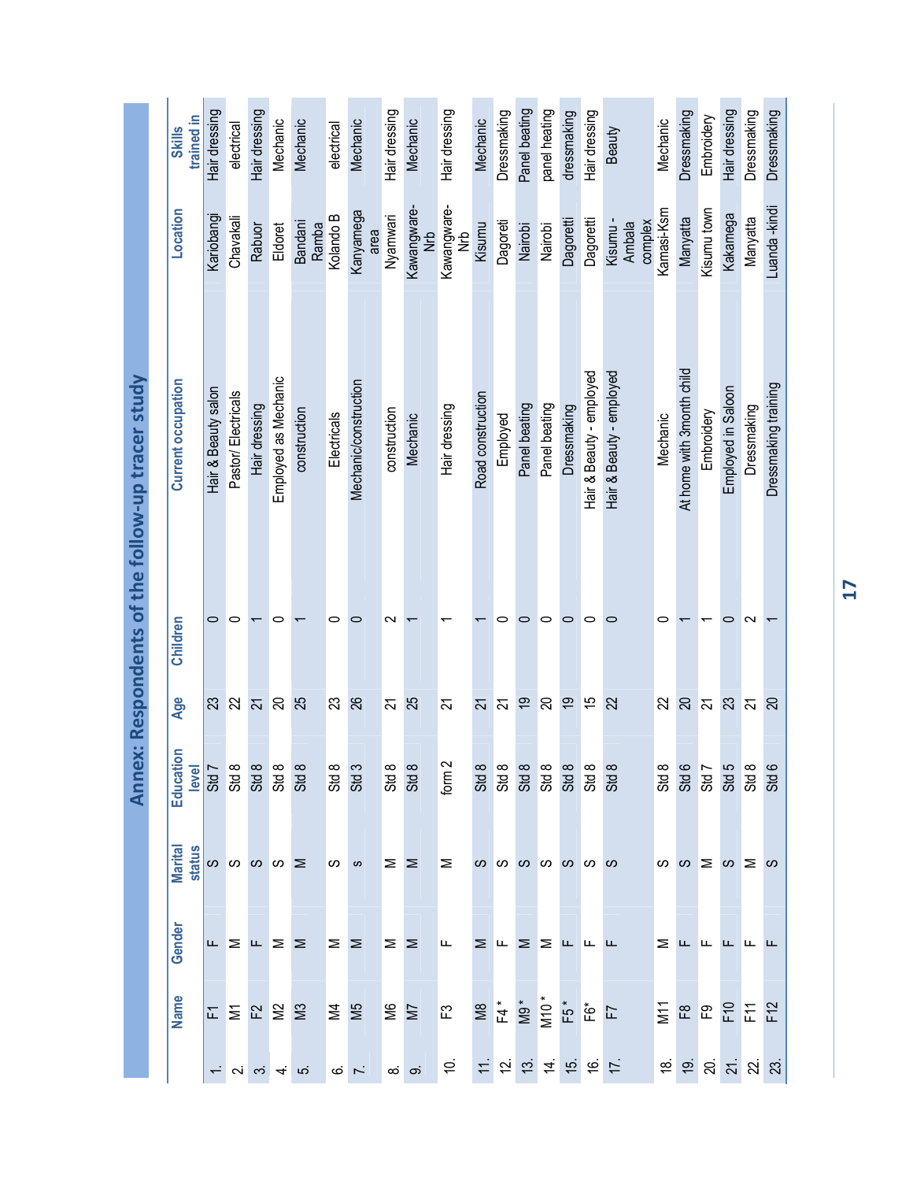# Annex: Respondents of the follow-up tracer study

| | Name | Gender | Marital status | Education level | Age | Children | Current occupation | Location | Skills trained in |
|---|---|---|---|---|---|---|---|---|---|
| 1. | F1 | F | S | Std 7 | 23 | 0 | Hair & Beauty salon | Kariobangi | Hair dressing |
| 2. | M1 | M | S | Std 8 | 22 | 0 | Pastor/ Electricals | Chavakali | electrical |
| 3. | F2 | F | S | Std 8 | 21 | 1 | Hair dressing | Rabuor | Hair dressing |
| 4. | M2 | M | S | Std 8 | 20 | 0 | Employed as Mechanic | Eldoret | Mechanic |
| 5. | M3 | M | M | Std 8 | 25 | 1 | construction | Bandani Ramba | Mechanic |
| 6. | M4 | M | S | Std 8 | 23 | 0 | Electricals | Kolando B | electrical |
| 7. | M5 | M | s | Std 3 | 26 | 0 | Mechanic/construction | Kanyamega area | Mechanic |
| 8. | M6 | M | M | Std 8 | 21 | 2 | construction | Nyamwari | Hair dressing |
| 9. | M7 | M | M | Std 8 | 25 | 1 | Mechanic | Kawangware-Nrb | Mechanic |
| 10. | F3 | F | M | form 2 | 21 | 1 | Hair dressing | Kawangware-Nrb | Hair dressing |
| 11. | M8 | M | S | Std 8 | 21 | 1 | Road construction | Kisumu | Mechanic |
| 12. | F4 * | F | S | Std 8 | 21 | 0 | Employed | Dagoreti | Dressmaking |
| 13. | M9 * | M | S | Std 8 | 19 | 0 | Panel beating | Nairobi | Panel beating |
| 14. | M10 * | M | S | Std 8 | 20 | 0 | Panel beating | Nairobi | panel heating |
| 15. | F5 * | F | S | Std 8 | 19 | 0 | Dressmaking | Dagoretti | dressmaking |
| 16. | F6* | F | S | Std 8 | 15 | 0 | Hair & Beauty - employed | Dagoretti | Hair dressing |
| 17. | F7 | F | S | Std 8 | 22 | 0 | Hair & Beauty - employed | Kisumu - Ambala complex | Beauty |
| 18. | M11 | M | S | Std 8 | 22 | 0 | Mechanic | Kamasi-Ksm | Mechanic |
| 19. | F8 | F | S | Std 6 | 20 | 1 | At home with 3month child | Manyatta | Dressmaking |
| 20. | F9 | F | M | Std 7 | 21 | 1 | Embroidery | Kisumu town | Embroidery |
| 21. | F10 | F | S | Std 5 | 23 | 0 | Employed in Saloon | Kakamega | Hair dressing |
| 22. | F11 | F | M | Std 8 | 21 | 2 | Dressmaking | Manyatta | Dressmaking |
| 23. | F12 | F | S | Std 6 | 20 | 1 | Dressmaking training | Luanda -kindi | Dressmaking |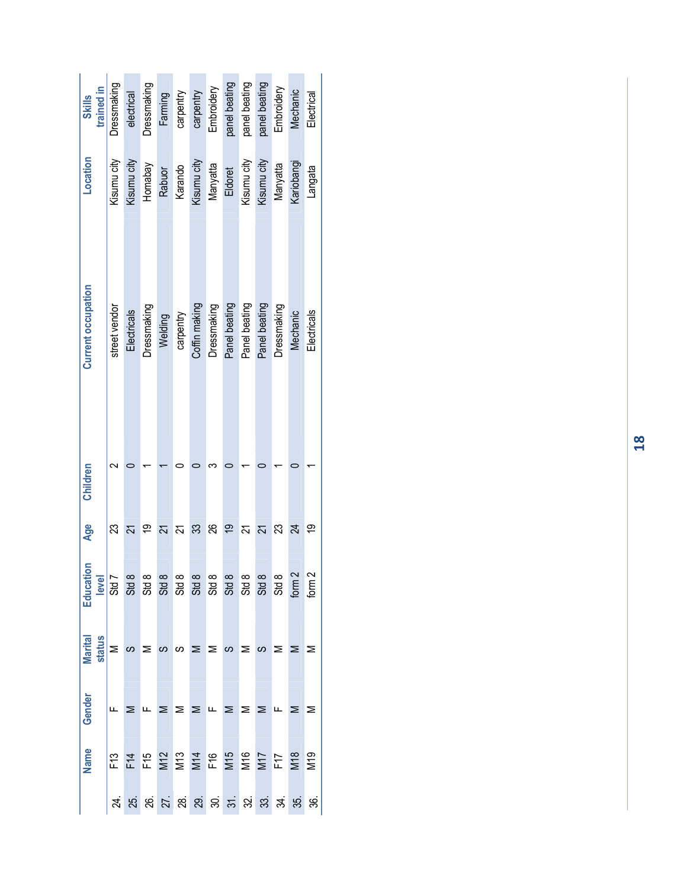| | Name | Gender | Marital status | Education level | Age | Children | Current occupation | Location | Skills trained in |
|---|---|---|---|---|---|---|---|---|---|
| 24. | F13 | F | M | Std 7 | 23 | 2 | street vendor | Kisumu city | Dressmaking |
| 25. | F14 | M | S | Std 8 | 21 | 0 | Electricals | Kisumu city | electrical |
| 26. | F15 | F | M | Std 8 | 19 | 1 | Dressmaking | Homabay | Dressmaking |
| 27. | M12 | M | S | Std 8 | 21 | 1 | Welding | Rabuor | Farming |
| 28. | M13 | M | S | Std 8 | 21 | 0 | carpentry | Karando | carpentry |
| 29. | M14 | M | M | Std 8 | 33 | 0 | Coffin making | Kisumu city | carpentry |
| 30. | F16 | F | M | Std 8 | 26 | 3 | Dressmaking | Manyatta | Embroidery |
| 31. | M15 | M | S | Std 8 | 19 | 0 | Panel beating | Eldoret | panel beating |
| 32. | M16 | M | M | Std 8 | 21 | 1 | Panel beating | Kisumu city | panel beating |
| 33. | M17 | M | S | Std 8 | 21 | 0 | Panel beating | Kisumu city | panel beating |
| 34. | F17 | F | M | Std 8 | 23 | 1 | Dressmaking | Manyatta | Embroidery |
| 35. | M18 | M | M | form 2 | 24 | 0 | Mechanic | Kariobangi | Mechanic |
| 36. | M19 | M | M | form 2 | 19 | 1 | Electricals | Langata | Electrical |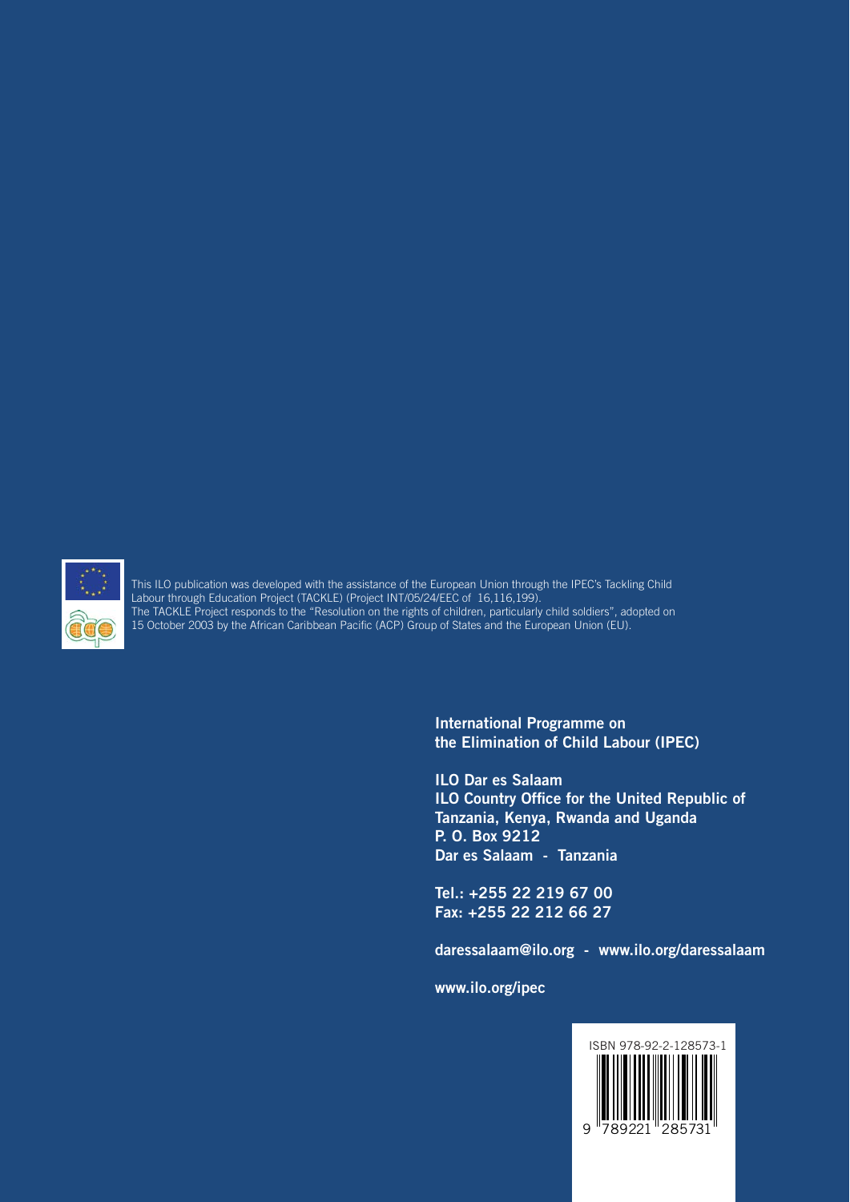This ILO publication was developed with the assistance of the European Union through the IPEC's Tackling Child Labour through Education Project (TACKLE) (Project INT/05/24/EEC of 16,116,199).
The TACKLE Project responds to the "Resolution on the rights of children, particularly child soldiers", adopted on 15 October 2003 by the African Caribbean Pacific (ACP) Group of States and the European Union (EU).

**International Programme on the Elimination of Child Labour (IPEC)**

**ILO Dar es Salaam**
**ILO Country Office for the United Republic of Tanzania, Kenya, Rwanda and Uganda**
**P. O. Box 9212**
**Dar es Salaam - Tanzania**

**Tel.: +255 22 219 67 00**
**Fax: +255 22 212 66 27**

**daressalaam@ilo.org - www.ilo.org/daressalaam**

**www.ilo.org/ipec**

ISBN 978-92-2-128573-1

9 789221 285731